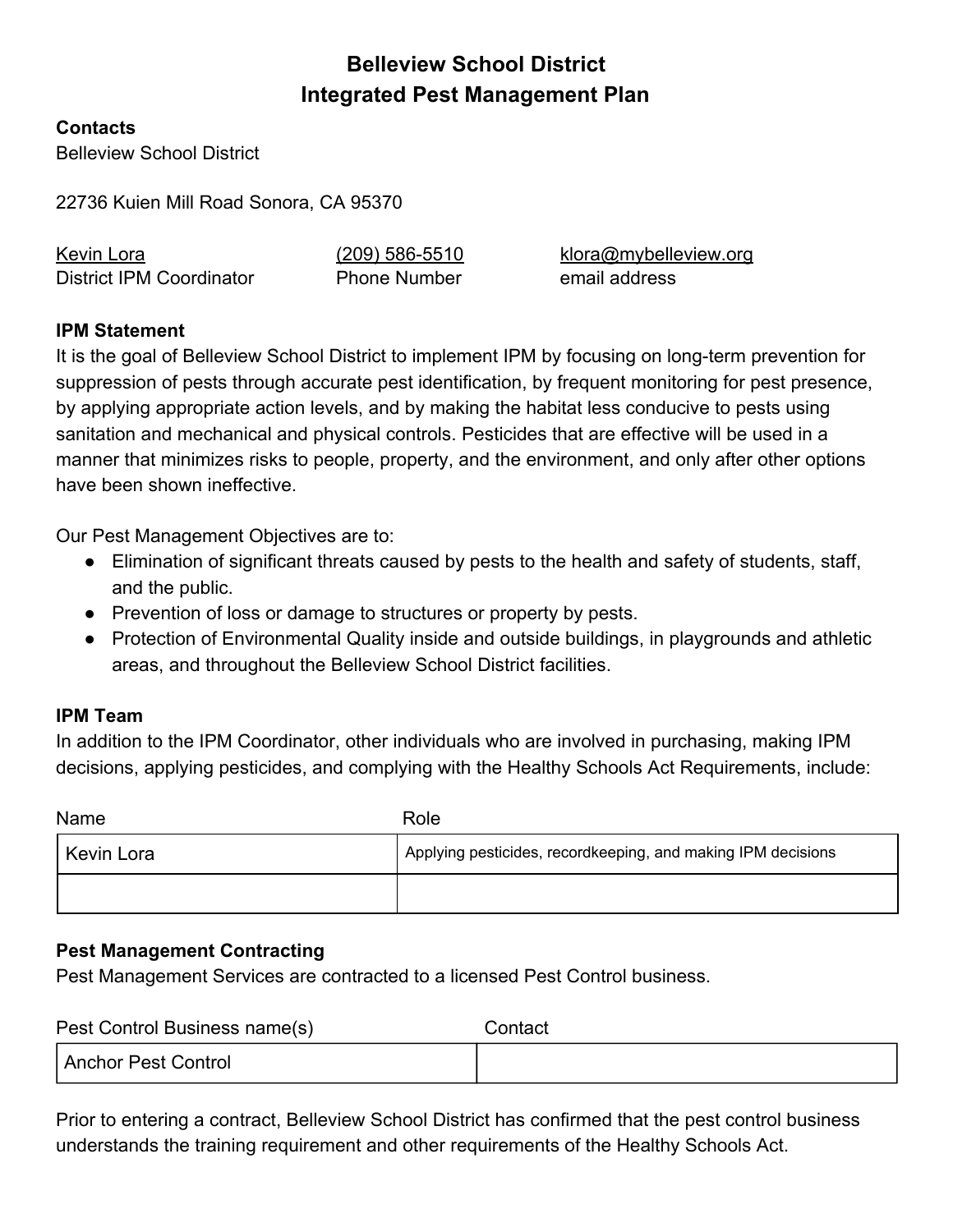# Belleview School District
# Integrated Pest Management Plan

**Contacts**

Belleview School District

22736 Kuien Mill Road Sonora, CA 95370

| Kevin Lora | (209) 586-5510 | klora@mybelleview.org |
|---|---|---|
| District IPM Coordinator | Phone Number | email address |

**IPM Statement**

It is the goal of Belleview School District to implement IPM by focusing on long-term prevention for suppression of pests through accurate pest identification, by frequent monitoring for pest presence, by applying appropriate action levels, and by making the habitat less conducive to pests using sanitation and mechanical and physical controls. Pesticides that are effective will be used in a manner that minimizes risks to people, property, and the environment, and only after other options have been shown ineffective.

Our Pest Management Objectives are to:

- Elimination of significant threats caused by pests to the health and safety of students, staff, and the public.
- Prevention of loss or damage to structures or property by pests.
- Protection of Environmental Quality inside and outside buildings, in playgrounds and athletic areas, and throughout the Belleview School District facilities.

**IPM Team**

In addition to the IPM Coordinator, other individuals who are involved in purchasing, making IPM decisions, applying pesticides, and complying with the Healthy Schools Act Requirements, include:

| Name | Role |
|---|---|
| Kevin Lora | Applying pesticides, recordkeeping, and making IPM decisions |
| | |

**Pest Management Contracting**

Pest Management Services are contracted to a licensed Pest Control business.

| Pest Control Business name(s) | Contact |
|---|---|
| Anchor Pest Control | |

Prior to entering a contract, Belleview School District has confirmed that the pest control business understands the training requirement and other requirements of the Healthy Schools Act.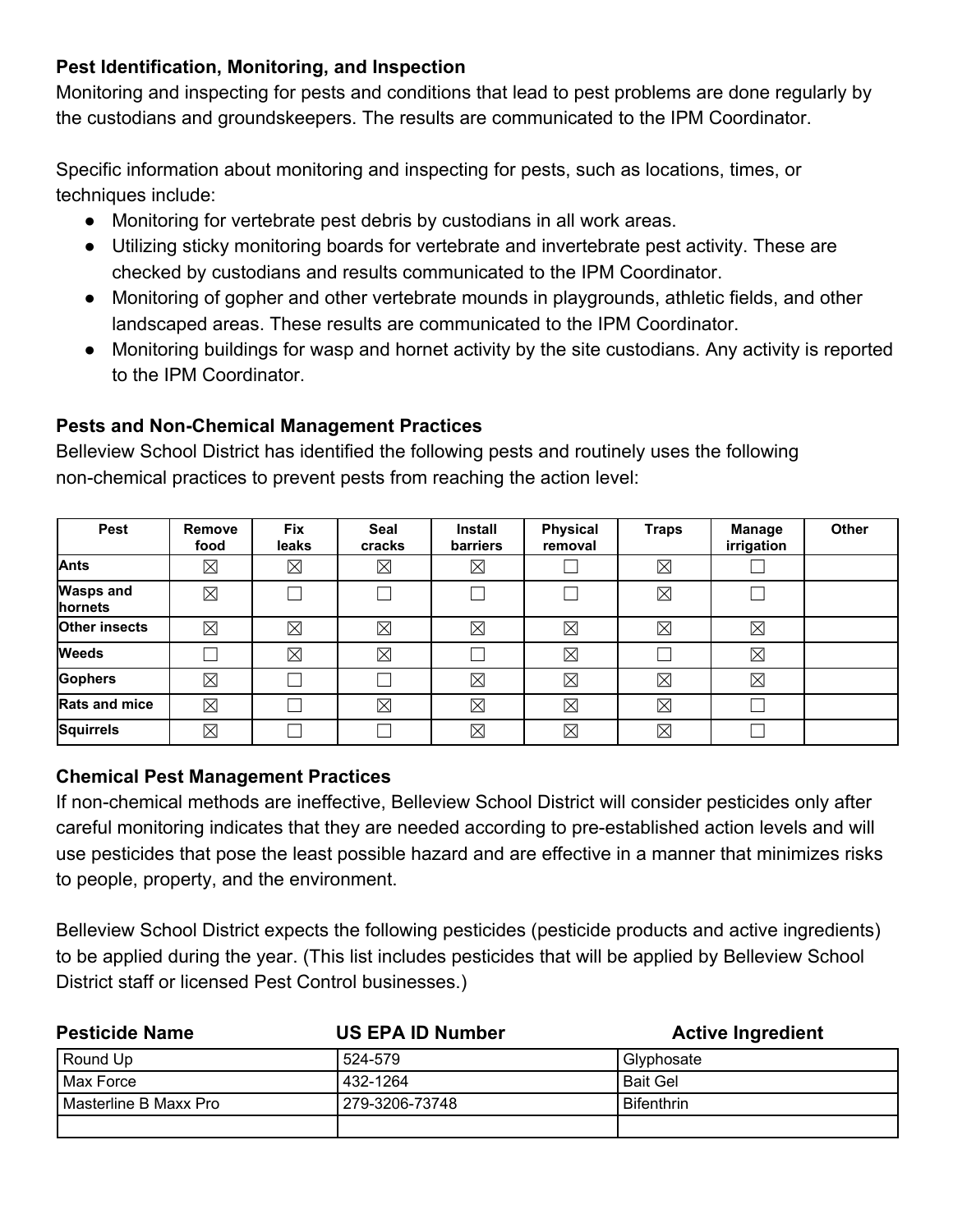### Pest Identification, Monitoring, and Inspection

Monitoring and inspecting for pests and conditions that lead to pest problems are done regularly by the custodians and groundskeepers. The results are communicated to the IPM Coordinator.

Specific information about monitoring and inspecting for pests, such as locations, times, or techniques include:

- Monitoring for vertebrate pest debris by custodians in all work areas.
- Utilizing sticky monitoring boards for vertebrate and invertebrate pest activity. These are checked by custodians and results communicated to the IPM Coordinator.
- Monitoring of gopher and other vertebrate mounds in playgrounds, athletic fields, and other landscaped areas. These results are communicated to the IPM Coordinator.
- Monitoring buildings for wasp and hornet activity by the site custodians. Any activity is reported to the IPM Coordinator.

### Pests and Non-Chemical Management Practices

Belleview School District has identified the following pests and routinely uses the following non-chemical practices to prevent pests from reaching the action level:

| Pest | Remove food | Fix leaks | Seal cracks | Install barriers | Physical removal | Traps | Manage irrigation | Other |
|---|---|---|---|---|---|---|---|---|
| Ants | ☒ | ☒ | ☒ | ☒ | ☐ | ☒ | ☐ | |
| Wasps and hornets | ☒ | ☐ | ☐ | ☐ | ☐ | ☒ | ☐ | |
| Other insects | ☒ | ☒ | ☒ | ☒ | ☒ | ☒ | ☒ | |
| Weeds | ☐ | ☒ | ☒ | ☐ | ☒ | ☐ | ☒ | |
| Gophers | ☒ | ☐ | ☐ | ☒ | ☒ | ☒ | ☒ | |
| Rats and mice | ☒ | ☐ | ☒ | ☒ | ☒ | ☒ | ☐ | |
| Squirrels | ☒ | ☐ | ☐ | ☒ | ☒ | ☒ | ☐ | |

### Chemical Pest Management Practices

If non-chemical methods are ineffective, Belleview School District will consider pesticides only after careful monitoring indicates that they are needed according to pre-established action levels and will use pesticides that pose the least possible hazard and are effective in a manner that minimizes risks to people, property, and the environment.

Belleview School District expects the following pesticides (pesticide products and active ingredients) to be applied during the year. (This list includes pesticides that will be applied by Belleview School District staff or licensed Pest Control businesses.)

| Pesticide Name | US EPA ID Number | Active Ingredient |
|---|---|---|
| Round Up | 524-579 | Glyphosate |
| Max Force | 432-1264 | Bait Gel |
| Masterline B Maxx Pro | 279-3206-73748 | Bifenthrin |
| | | |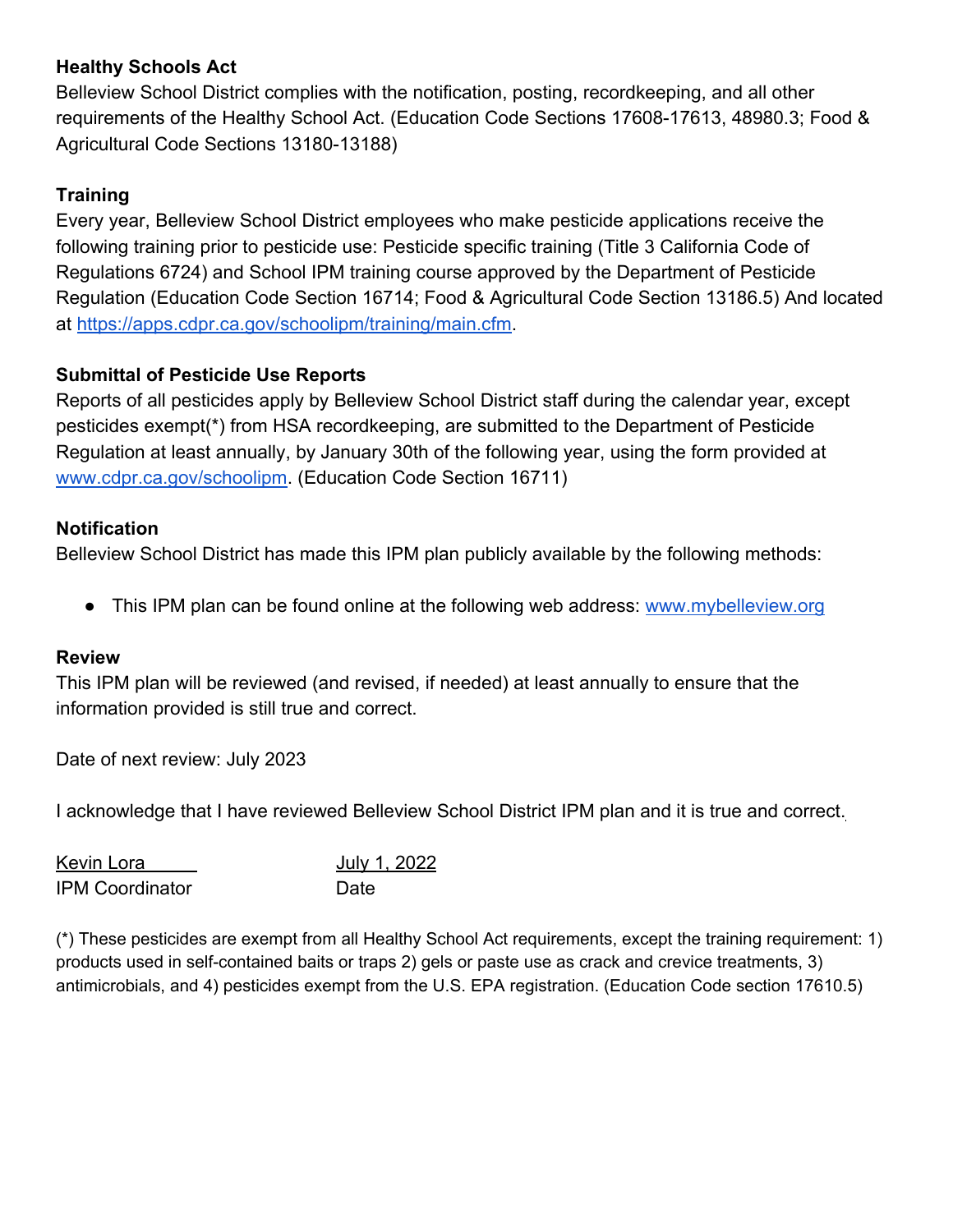**Healthy Schools Act**
Belleview School District complies with the notification, posting, recordkeeping, and all other requirements of the Healthy School Act. (Education Code Sections 17608-17613, 48980.3; Food & Agricultural Code Sections 13180-13188)

**Training**
Every year, Belleview School District employees who make pesticide applications receive the following training prior to pesticide use: Pesticide specific training (Title 3 California Code of Regulations 6724) and School IPM training course approved by the Department of Pesticide Regulation (Education Code Section 16714; Food & Agricultural Code Section 13186.5) And located at [https://apps.cdpr.ca.gov/schoolipm/training/main.cfm](https://apps.cdpr.ca.gov/schoolipm/training/main.cfm).

**Submittal of Pesticide Use Reports**
Reports of all pesticides apply by Belleview School District staff during the calendar year, except pesticides exempt(*) from HSA recordkeeping, are submitted to the Department of Pesticide Regulation at least annually, by January 30th of the following year, using the form provided at [www.cdpr.ca.gov/schoolipm](http://www.cdpr.ca.gov/schoolipm). (Education Code Section 16711)

**Notification**
Belleview School District has made this IPM plan publicly available by the following methods:

- This IPM plan can be found online at the following web address: [www.mybelleview.org](http://www.mybelleview.org)

**Review**
This IPM plan will be reviewed (and revised, if needed) at least annually to ensure that the information provided is still true and correct.

Date of next review: July 2023

I acknowledge that I have reviewed Belleview School District IPM plan and it is true and correct.

| | |
|---|---|
| Kevin Lora | July 1, 2022 |
| IPM Coordinator | Date |

(*) These pesticides are exempt from all Healthy School Act requirements, except the training requirement: 1) products used in self-contained baits or traps 2) gels or paste use as crack and crevice treatments, 3) antimicrobials, and 4) pesticides exempt from the U.S. EPA registration. (Education Code section 17610.5)